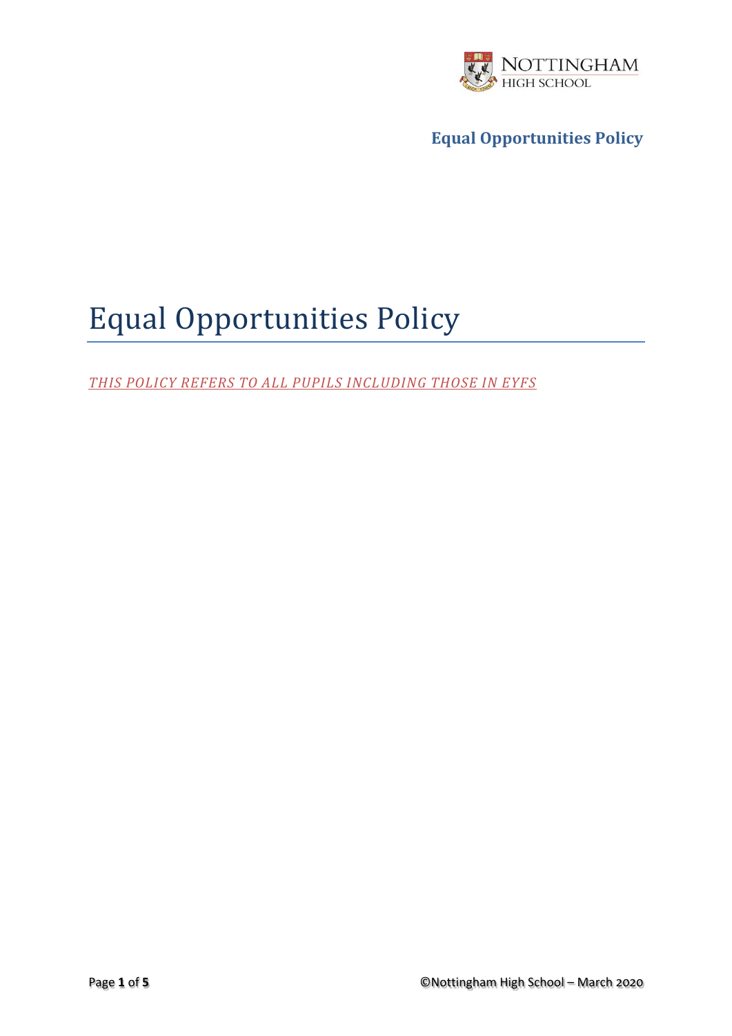# Equal Opportunities Policy

*THIS POLICY REFERS TO ALL PUPILS INCLUDING THOSE IN EYFS*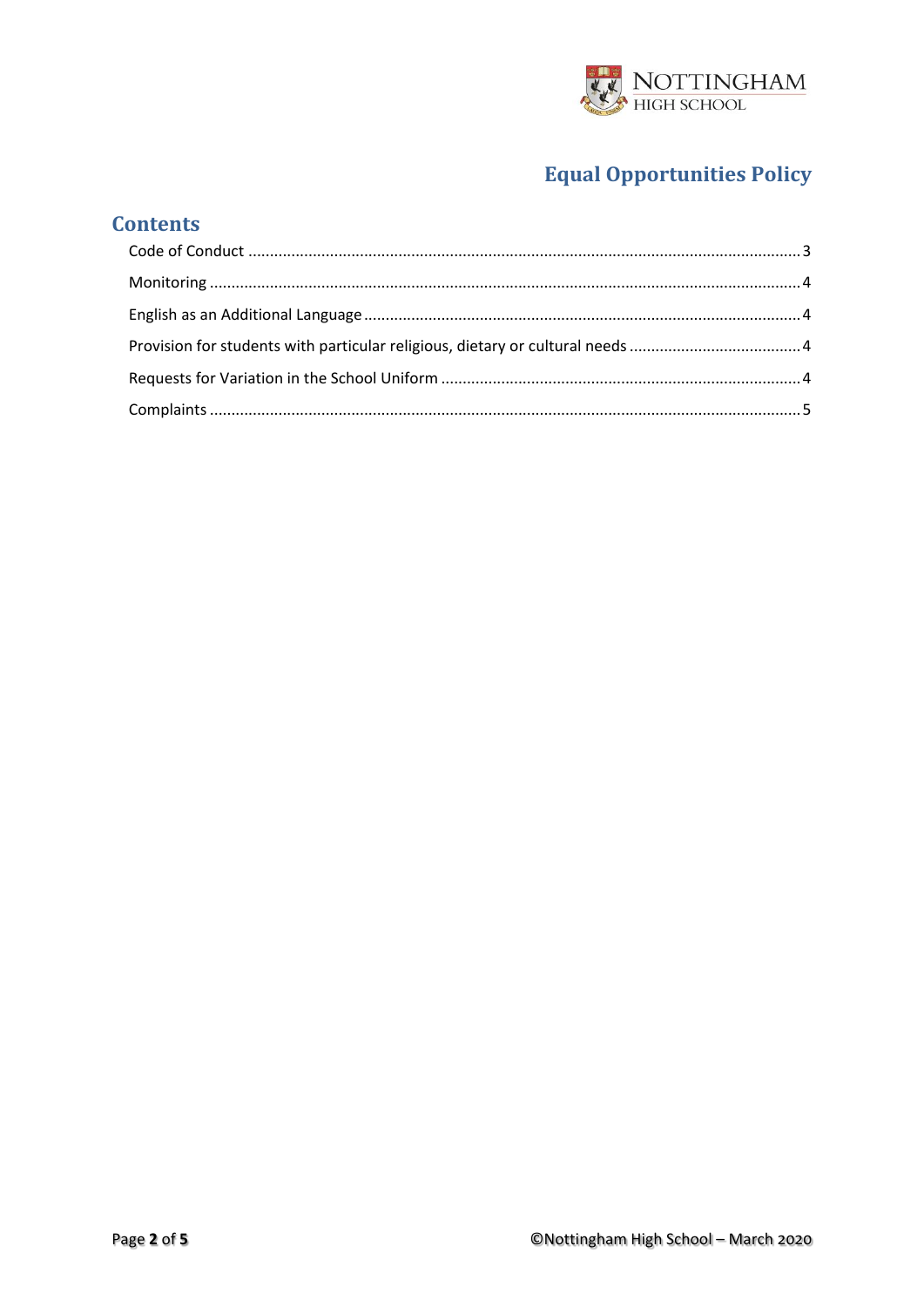# Equal Opportunities Policy

## Contents

Code of Conduct ..... 3

Monitoring ..... 4

English as an Additional Language ..... 4

Provision for students with particular religious, dietary or cultural needs ..... 4

Requests for Variation in the School Uniform ..... 4

Complaints ..... 5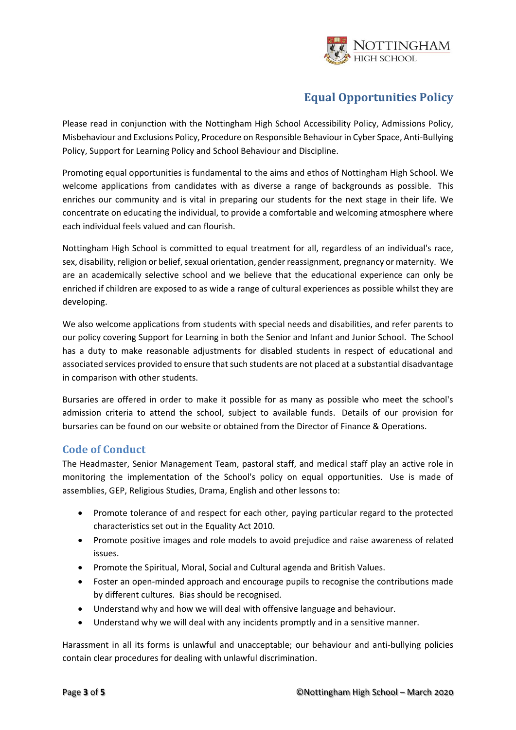## Equal Opportunities Policy

Please read in conjunction with the Nottingham High School Accessibility Policy, Admissions Policy, Misbehaviour and Exclusions Policy, Procedure on Responsible Behaviour in Cyber Space, Anti-Bullying Policy, Support for Learning Policy and School Behaviour and Discipline.

Promoting equal opportunities is fundamental to the aims and ethos of Nottingham High School. We welcome applications from candidates with as diverse a range of backgrounds as possible. This enriches our community and is vital in preparing our students for the next stage in their life. We concentrate on educating the individual, to provide a comfortable and welcoming atmosphere where each individual feels valued and can flourish.

Nottingham High School is committed to equal treatment for all, regardless of an individual's race, sex, disability, religion or belief, sexual orientation, gender reassignment, pregnancy or maternity. We are an academically selective school and we believe that the educational experience can only be enriched if children are exposed to as wide a range of cultural experiences as possible whilst they are developing.

We also welcome applications from students with special needs and disabilities, and refer parents to our policy covering Support for Learning in both the Senior and Infant and Junior School. The School has a duty to make reasonable adjustments for disabled students in respect of educational and associated services provided to ensure that such students are not placed at a substantial disadvantage in comparison with other students.

Bursaries are offered in order to make it possible for as many as possible who meet the school's admission criteria to attend the school, subject to available funds. Details of our provision for bursaries can be found on our website or obtained from the Director of Finance & Operations.

### Code of Conduct

The Headmaster, Senior Management Team, pastoral staff, and medical staff play an active role in monitoring the implementation of the School's policy on equal opportunities. Use is made of assemblies, GEP, Religious Studies, Drama, English and other lessons to:

- Promote tolerance of and respect for each other, paying particular regard to the protected characteristics set out in the Equality Act 2010.
- Promote positive images and role models to avoid prejudice and raise awareness of related issues.
- Promote the Spiritual, Moral, Social and Cultural agenda and British Values.
- Foster an open-minded approach and encourage pupils to recognise the contributions made by different cultures. Bias should be recognised.
- Understand why and how we will deal with offensive language and behaviour.
- Understand why we will deal with any incidents promptly and in a sensitive manner.

Harassment in all its forms is unlawful and unacceptable; our behaviour and anti-bullying policies contain clear procedures for dealing with unlawful discrimination.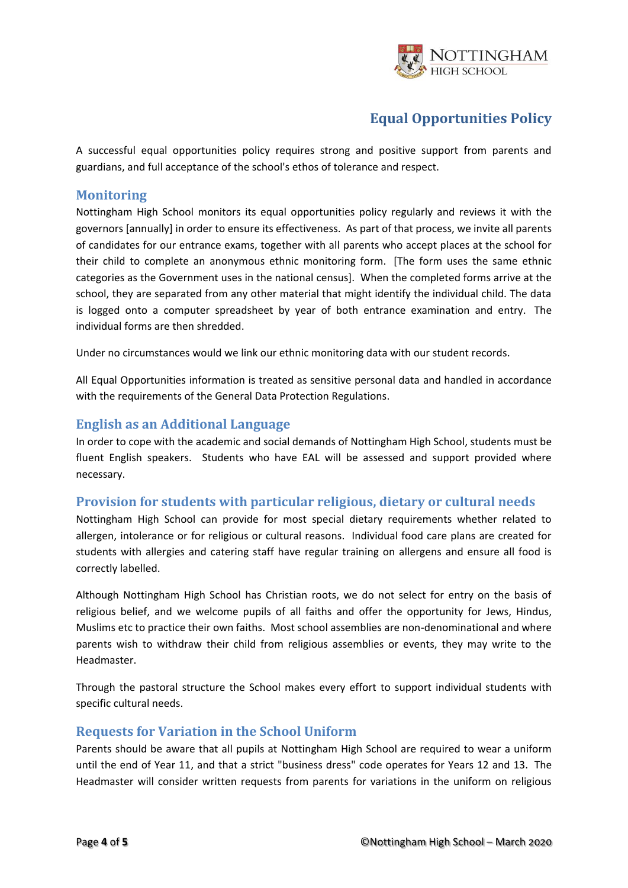## Equal Opportunities Policy

A successful equal opportunities policy requires strong and positive support from parents and guardians, and full acceptance of the school's ethos of tolerance and respect.

### Monitoring

Nottingham High School monitors its equal opportunities policy regularly and reviews it with the governors [annually] in order to ensure its effectiveness. As part of that process, we invite all parents of candidates for our entrance exams, together with all parents who accept places at the school for their child to complete an anonymous ethnic monitoring form. [The form uses the same ethnic categories as the Government uses in the national census]. When the completed forms arrive at the school, they are separated from any other material that might identify the individual child. The data is logged onto a computer spreadsheet by year of both entrance examination and entry. The individual forms are then shredded.

Under no circumstances would we link our ethnic monitoring data with our student records.

All Equal Opportunities information is treated as sensitive personal data and handled in accordance with the requirements of the General Data Protection Regulations.

### English as an Additional Language

In order to cope with the academic and social demands of Nottingham High School, students must be fluent English speakers. Students who have EAL will be assessed and support provided where necessary.

### Provision for students with particular religious, dietary or cultural needs

Nottingham High School can provide for most special dietary requirements whether related to allergen, intolerance or for religious or cultural reasons. Individual food care plans are created for students with allergies and catering staff have regular training on allergens and ensure all food is correctly labelled.

Although Nottingham High School has Christian roots, we do not select for entry on the basis of religious belief, and we welcome pupils of all faiths and offer the opportunity for Jews, Hindus, Muslims etc to practice their own faiths. Most school assemblies are non-denominational and where parents wish to withdraw their child from religious assemblies or events, they may write to the Headmaster.

Through the pastoral structure the School makes every effort to support individual students with specific cultural needs.

### Requests for Variation in the School Uniform

Parents should be aware that all pupils at Nottingham High School are required to wear a uniform until the end of Year 11, and that a strict "business dress" code operates for Years 12 and 13. The Headmaster will consider written requests from parents for variations in the uniform on religious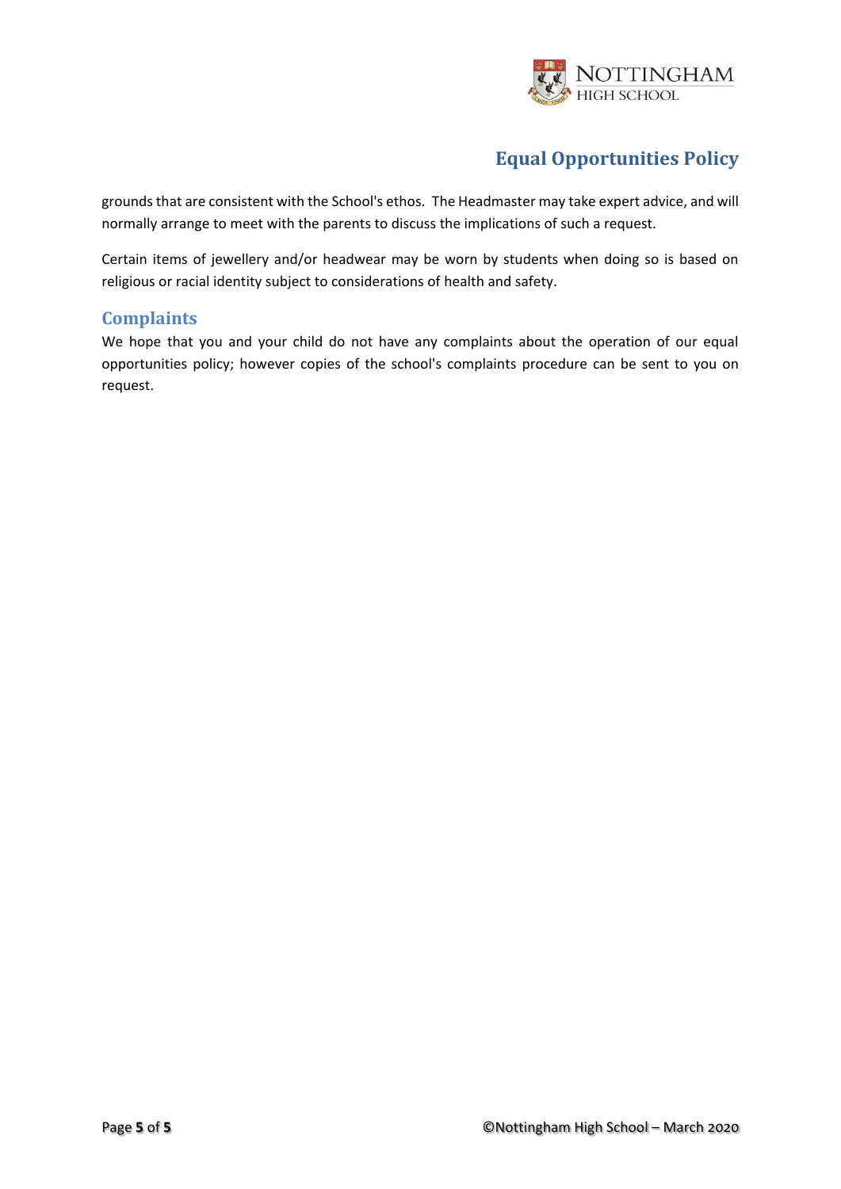grounds that are consistent with the School's ethos. The Headmaster may take expert advice, and will normally arrange to meet with the parents to discuss the implications of such a request.

Certain items of jewellery and/or headwear may be worn by students when doing so is based on religious or racial identity subject to considerations of health and safety.

## Complaints

We hope that you and your child do not have any complaints about the operation of our equal opportunities policy; however copies of the school's complaints procedure can be sent to you on request.